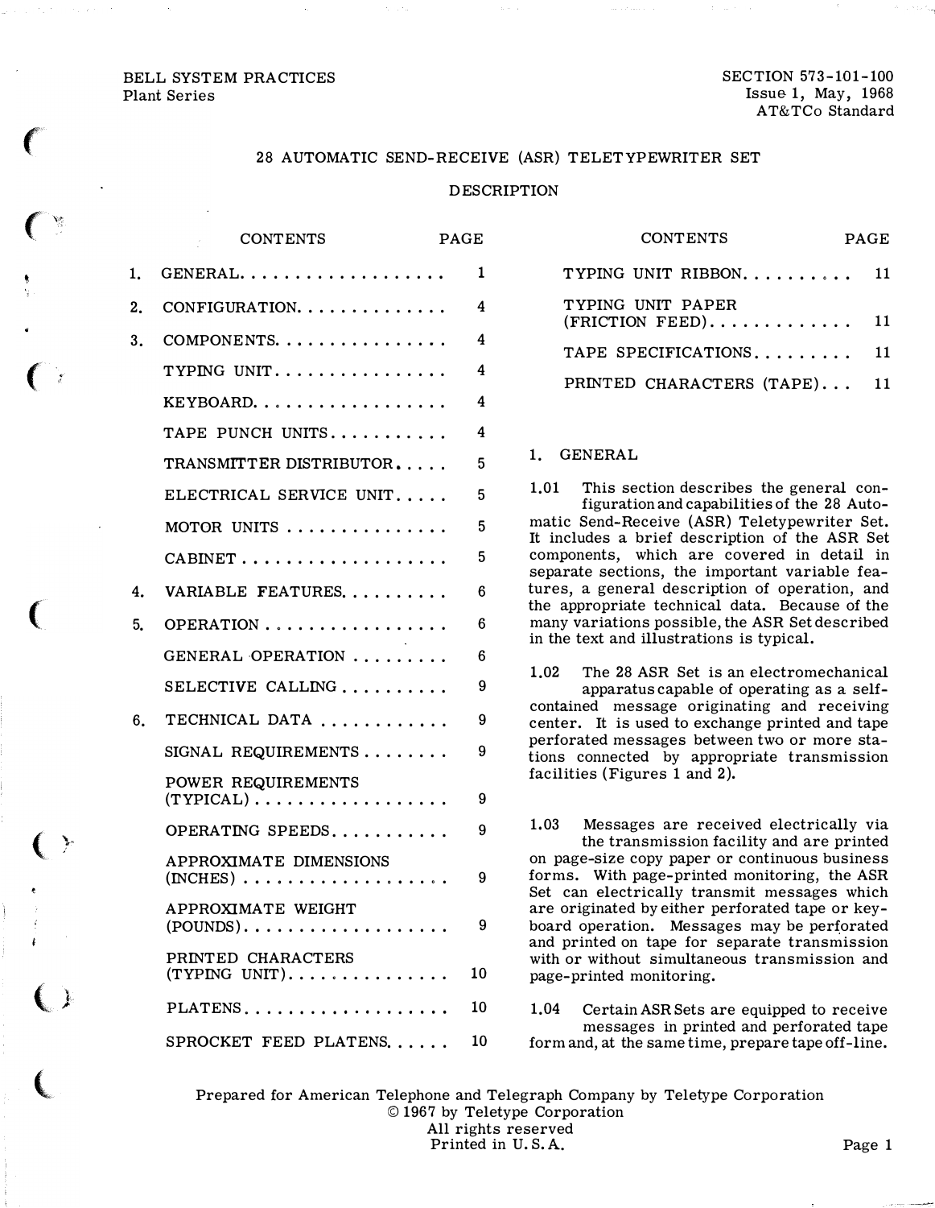BELL SYSTEM PRACTICES
Plant Series

SECTION 573-101-100
Issue 1, May, 1968
AT&TCo Standard

# 28 AUTOMATIC SEND-RECEIVE (ASR) TELETYPEWRITER SET

## DESCRIPTION

| CONTENTS | PAGE |
|---|---|
| 1. GENERAL | 1 |
| 2. CONFIGURATION | 4 |
| 3. COMPONENTS | 4 |
| TYPING UNIT | 4 |
| KEYBOARD | 4 |
| TAPE PUNCH UNITS | 4 |
| TRANSMITTER DISTRIBUTOR | 5 |
| ELECTRICAL SERVICE UNIT | 5 |
| MOTOR UNITS | 5 |
| CABINET | 5 |
| 4. VARIABLE FEATURES | 6 |
| 5. OPERATION | 6 |
| GENERAL OPERATION | 6 |
| SELECTIVE CALLING | 9 |
| 6. TECHNICAL DATA | 9 |
| SIGNAL REQUIREMENTS | 9 |
| POWER REQUIREMENTS (TYPICAL) | 9 |
| OPERATING SPEEDS | 9 |
| APPROXIMATE DIMENSIONS (INCHES) | 9 |
| APPROXIMATE WEIGHT (POUNDS) | 9 |
| PRINTED CHARACTERS (TYPING UNIT) | 10 |
| PLATENS | 10 |
| SPROCKET FEED PLATENS | 10 |
| TYPING UNIT RIBBON | 11 |
| TYPING UNIT PAPER (FRICTION FEED) | 11 |
| TAPE SPECIFICATIONS | 11 |
| PRINTED CHARACTERS (TAPE) | 11 |

### 1. GENERAL

1.01 This section describes the general configuration and capabilities of the 28 Automatic Send-Receive (ASR) Teletypewriter Set. It includes a brief description of the ASR Set components, which are covered in detail in separate sections, the important variable features, a general description of operation, and the appropriate technical data. Because of the many variations possible, the ASR Set described in the text and illustrations is typical.

1.02 The 28 ASR Set is an electromechanical apparatus capable of operating as a self-contained message originating and receiving center. It is used to exchange printed and tape perforated messages between two or more stations connected by appropriate transmission facilities (Figures 1 and 2).

1.03 Messages are received electrically via the transmission facility and are printed on page-size copy paper or continuous business forms. With page-printed monitoring, the ASR Set can electrically transmit messages which are originated by either perforated tape or keyboard operation. Messages may be perforated and printed on tape for separate transmission with or without simultaneous transmission and page-printed monitoring.

1.04 Certain ASR Sets are equipped to receive messages in printed and perforated tape form and, at the same time, prepare tape off-line.

Prepared for American Telephone and Telegraph Company by Teletype Corporation
© 1967 by Teletype Corporation
All rights reserved
Printed in U.S.A.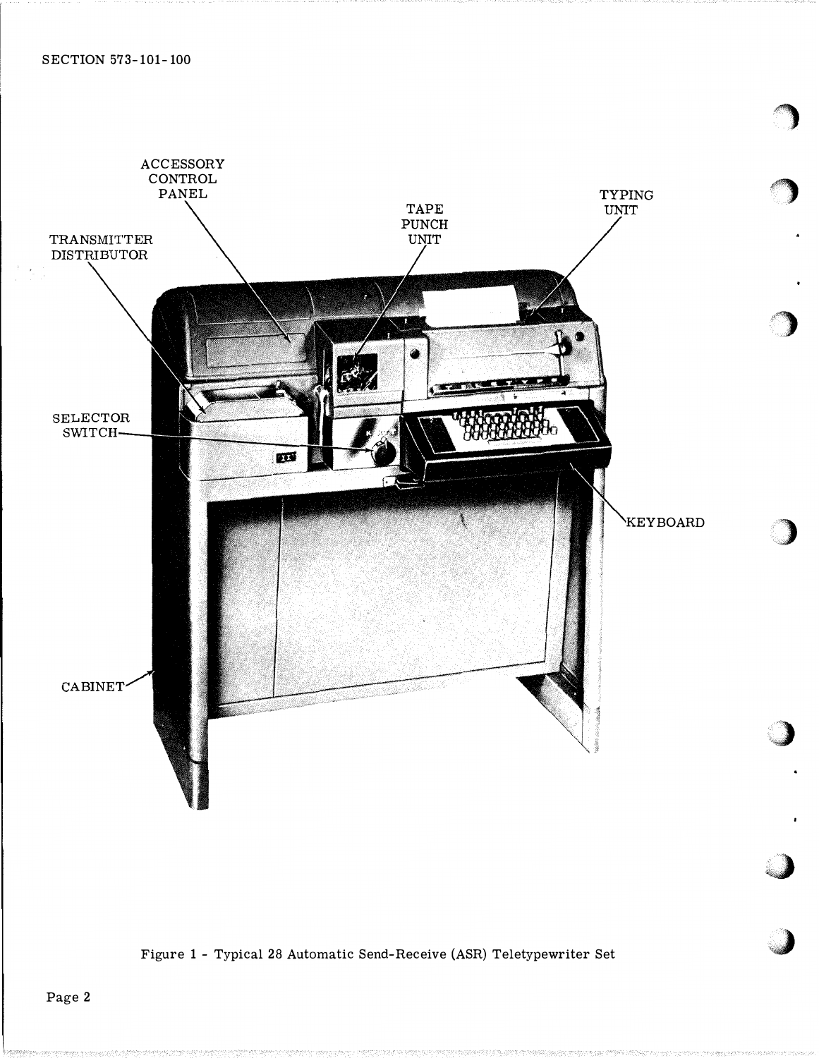ACCESSORY CONTROL PANEL

TAPE PUNCH UNIT

TYPING UNIT

TRANSMITTER DISTRIBUTOR

SELECTOR SWITCH

KEYBOARD

CABINET

Figure 1 - Typical 28 Automatic Send-Receive (ASR) Teletypewriter Set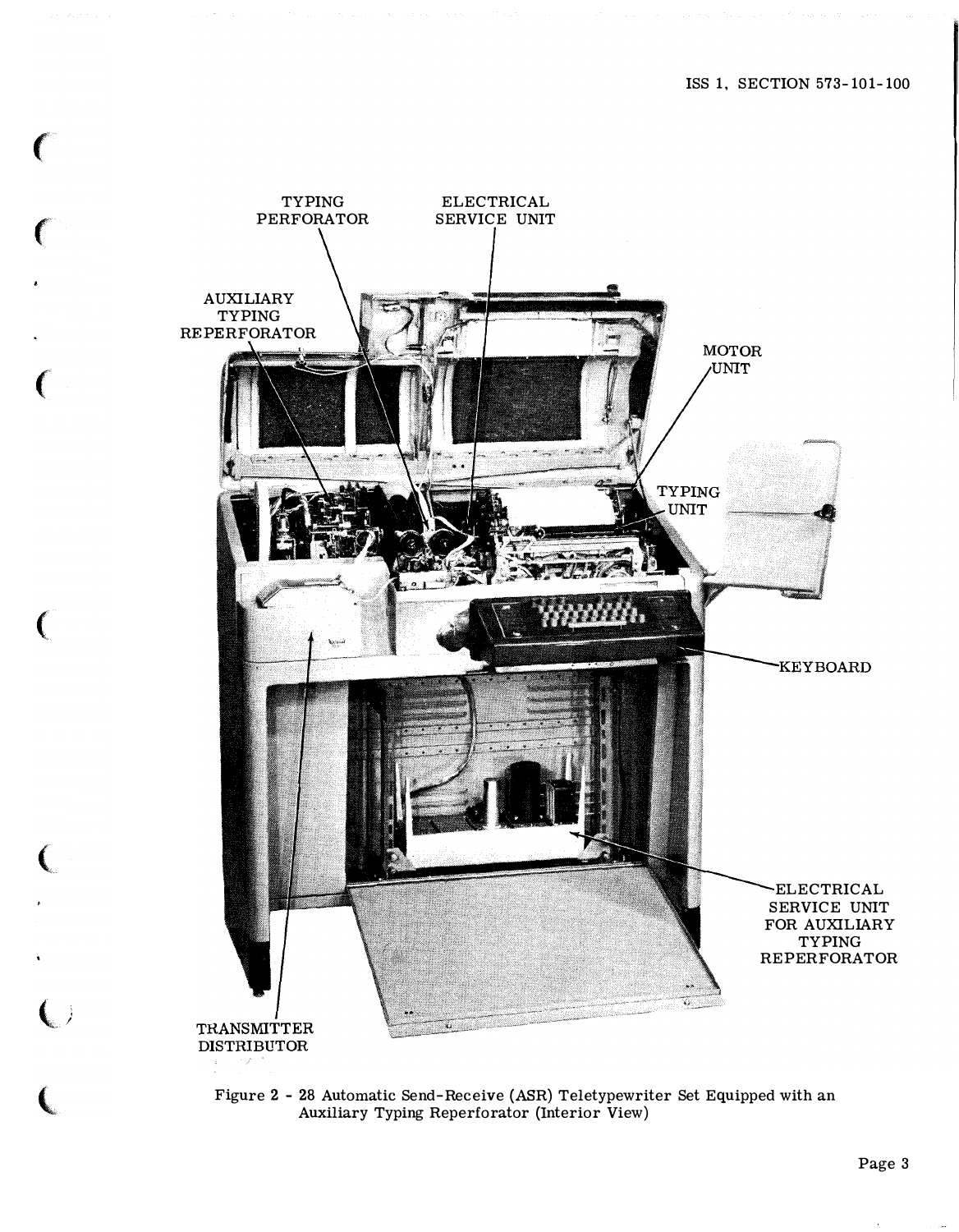TYPING PERFORATOR

ELECTRICAL SERVICE UNIT

AUXILIARY TYPING REPERFORATOR

MOTOR UNIT

TYPING UNIT

KEYBOARD

ELECTRICAL SERVICE UNIT FOR AUXILIARY TYPING REPERFORATOR

TRANSMITTER DISTRIBUTOR

Figure 2 - 28 Automatic Send-Receive (ASR) Teletypewriter Set Equipped with an Auxiliary Typing Reperforator (Interior View)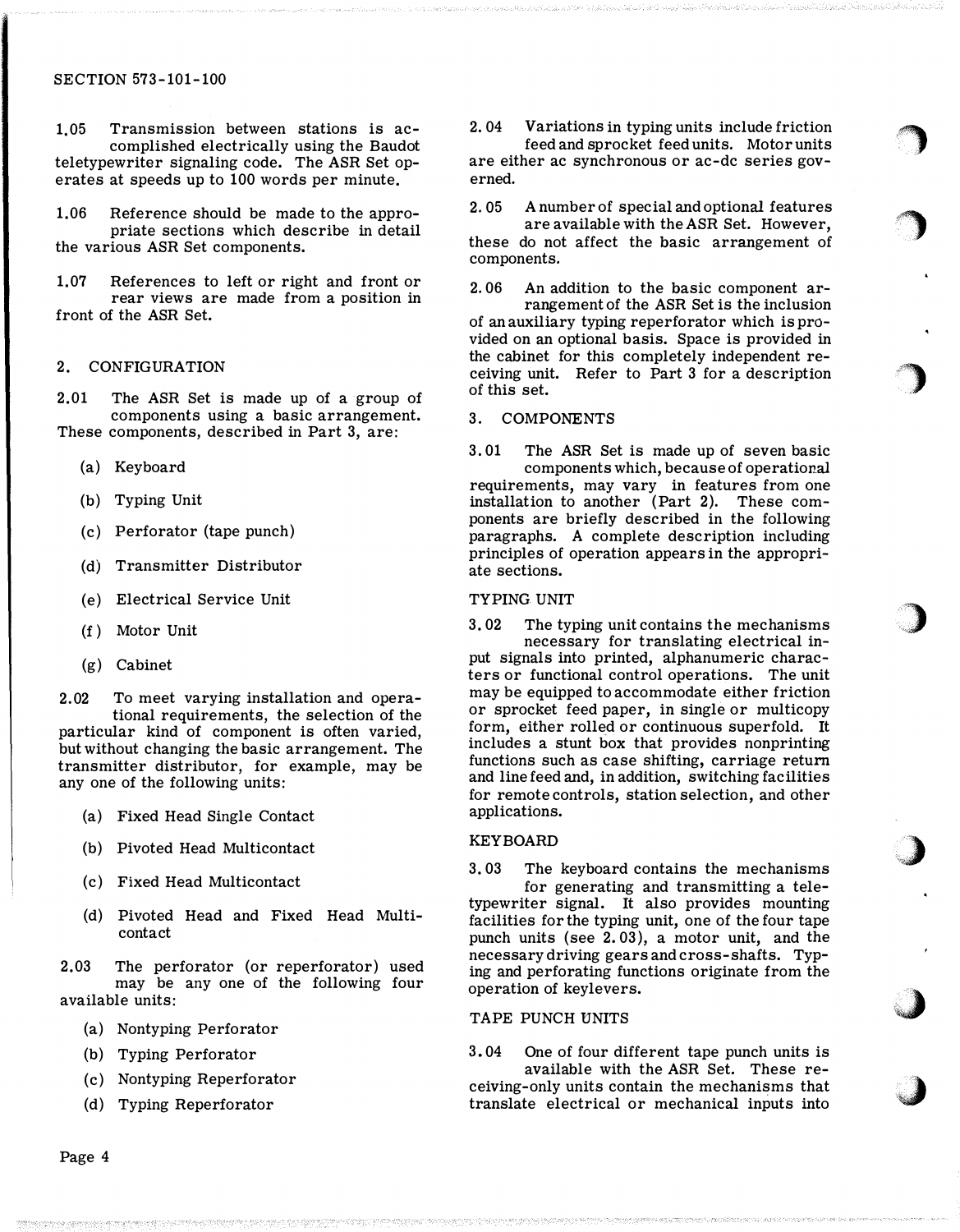1.05 Transmission between stations is accomplished electrically using the Baudot teletypewriter signaling code. The ASR Set operates at speeds up to 100 words per minute.

1.06 Reference should be made to the appropriate sections which describe in detail the various ASR Set components.

1.07 References to left or right and front or rear views are made from a position in front of the ASR Set.

## 2. CONFIGURATION

2.01 The ASR Set is made up of a group of components using a basic arrangement. These components, described in Part 3, are:

(a) Keyboard

(b) Typing Unit

(c) Perforator (tape punch)

(d) Transmitter Distributor

(e) Electrical Service Unit

(f) Motor Unit

(g) Cabinet

2.02 To meet varying installation and operational requirements, the selection of the particular kind of component is often varied, but without changing the basic arrangement. The transmitter distributor, for example, may be any one of the following units:

(a) Fixed Head Single Contact

(b) Pivoted Head Multicontact

(c) Fixed Head Multicontact

(d) Pivoted Head and Fixed Head Multicontact

2.03 The perforator (or reperforator) used may be any one of the following four available units:

(a) Nontyping Perforator

(b) Typing Perforator

(c) Nontyping Reperforator

(d) Typing Reperforator

2.04 Variations in typing units include friction feed and sprocket feed units. Motor units are either ac synchronous or ac-dc series governed.

2.05 A number of special and optional features are available with the ASR Set. However, these do not affect the basic arrangement of components.

2.06 An addition to the basic component arrangement of the ASR Set is the inclusion of an auxiliary typing reperforator which is provided on an optional basis. Space is provided in the cabinet for this completely independent receiving unit. Refer to Part 3 for a description of this set.

## 3. COMPONENTS

3.01 The ASR Set is made up of seven basic components which, because of operational requirements, may vary in features from one installation to another (Part 2). These components are briefly described in the following paragraphs. A complete description including principles of operation appears in the appropriate sections.

### TYPING UNIT

3.02 The typing unit contains the mechanisms necessary for translating electrical input signals into printed, alphanumeric characters or functional control operations. The unit may be equipped to accommodate either friction or sprocket feed paper, in single or multicopy form, either rolled or continuous superfold. It includes a stunt box that provides nonprinting functions such as case shifting, carriage return and line feed and, in addition, switching facilities for remote controls, station selection, and other applications.

### KEYBOARD

3.03 The keyboard contains the mechanisms for generating and transmitting a teletypewriter signal. It also provides mounting facilities for the typing unit, one of the four tape punch units (see 2.03), a motor unit, and the necessary driving gears and cross-shafts. Typing and perforating functions originate from the operation of keylevers.

### TAPE PUNCH UNITS

3.04 One of four different tape punch units is available with the ASR Set. These receiving-only units contain the mechanisms that translate electrical or mechanical inputs into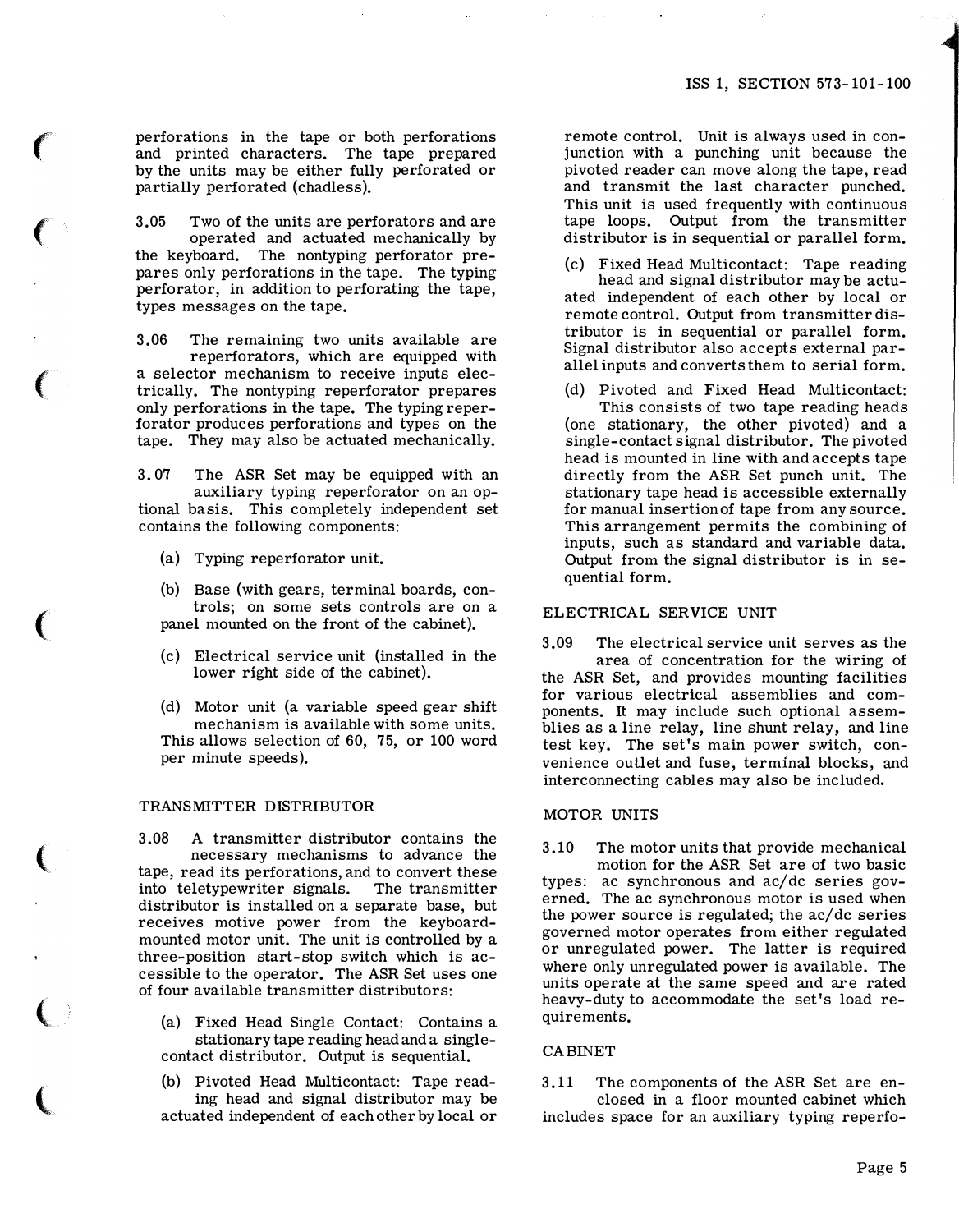perforations in the tape or both perforations and printed characters. The tape prepared by the units may be either fully perforated or partially perforated (chadless).

3.05 Two of the units are perforators and are operated and actuated mechanically by the keyboard. The nontyping perforator prepares only perforations in the tape. The typing perforator, in addition to perforating the tape, types messages on the tape.

3.06 The remaining two units available are reperforators, which are equipped with a selector mechanism to receive inputs electrically. The nontyping reperforator prepares only perforations in the tape. The typing reperforator produces perforations and types on the tape. They may also be actuated mechanically.

3.07 The ASR Set may be equipped with an auxiliary typing reperforator on an optional basis. This completely independent set contains the following components:

(a) Typing reperforator unit.

(b) Base (with gears, terminal boards, controls; on some sets controls are on a panel mounted on the front of the cabinet).

(c) Electrical service unit (installed in the lower right side of the cabinet).

(d) Motor unit (a variable speed gear shift mechanism is available with some units. This allows selection of 60, 75, or 100 word per minute speeds).

## TRANSMITTER DISTRIBUTOR

3.08 A transmitter distributor contains the necessary mechanisms to advance the tape, read its perforations, and to convert these into teletypewriter signals. The transmitter distributor is installed on a separate base, but receives motive power from the keyboard-mounted motor unit. The unit is controlled by a three-position start-stop switch which is accessible to the operator. The ASR Set uses one of four available transmitter distributors:

(a) Fixed Head Single Contact: Contains a stationary tape reading head and a single-contact distributor. Output is sequential.

(b) Pivoted Head Multicontact: Tape reading head and signal distributor may be actuated independent of each other by local or remote control. Unit is always used in conjunction with a punching unit because the pivoted reader can move along the tape, read and transmit the last character punched. This unit is used frequently with continuous tape loops. Output from the transmitter distributor is in sequential or parallel form.

(c) Fixed Head Multicontact: Tape reading head and signal distributor may be actuated independent of each other by local or remote control. Output from transmitter distributor is in sequential or parallel form. Signal distributor also accepts external parallel inputs and converts them to serial form.

(d) Pivoted and Fixed Head Multicontact: This consists of two tape reading heads (one stationary, the other pivoted) and a single-contact signal distributor. The pivoted head is mounted in line with and accepts tape directly from the ASR Set punch unit. The stationary tape head is accessible externally for manual insertion of tape from any source. This arrangement permits the combining of inputs, such as standard and variable data. Output from the signal distributor is in sequential form.

## ELECTRICAL SERVICE UNIT

3.09 The electrical service unit serves as the area of concentration for the wiring of the ASR Set, and provides mounting facilities for various electrical assemblies and components. It may include such optional assemblies as a line relay, line shunt relay, and line test key. The set's main power switch, convenience outlet and fuse, terminal blocks, and interconnecting cables may also be included.

## MOTOR UNITS

3.10 The motor units that provide mechanical motion for the ASR Set are of two basic types: ac synchronous and ac/dc series governed. The ac synchronous motor is used when the power source is regulated; the ac/dc series governed motor operates from either regulated or unregulated power. The latter is required where only unregulated power is available. The units operate at the same speed and are rated heavy-duty to accommodate the set's load requirements.

## CABINET

3.11 The components of the ASR Set are enclosed in a floor mounted cabinet which includes space for an auxiliary typing reperfo-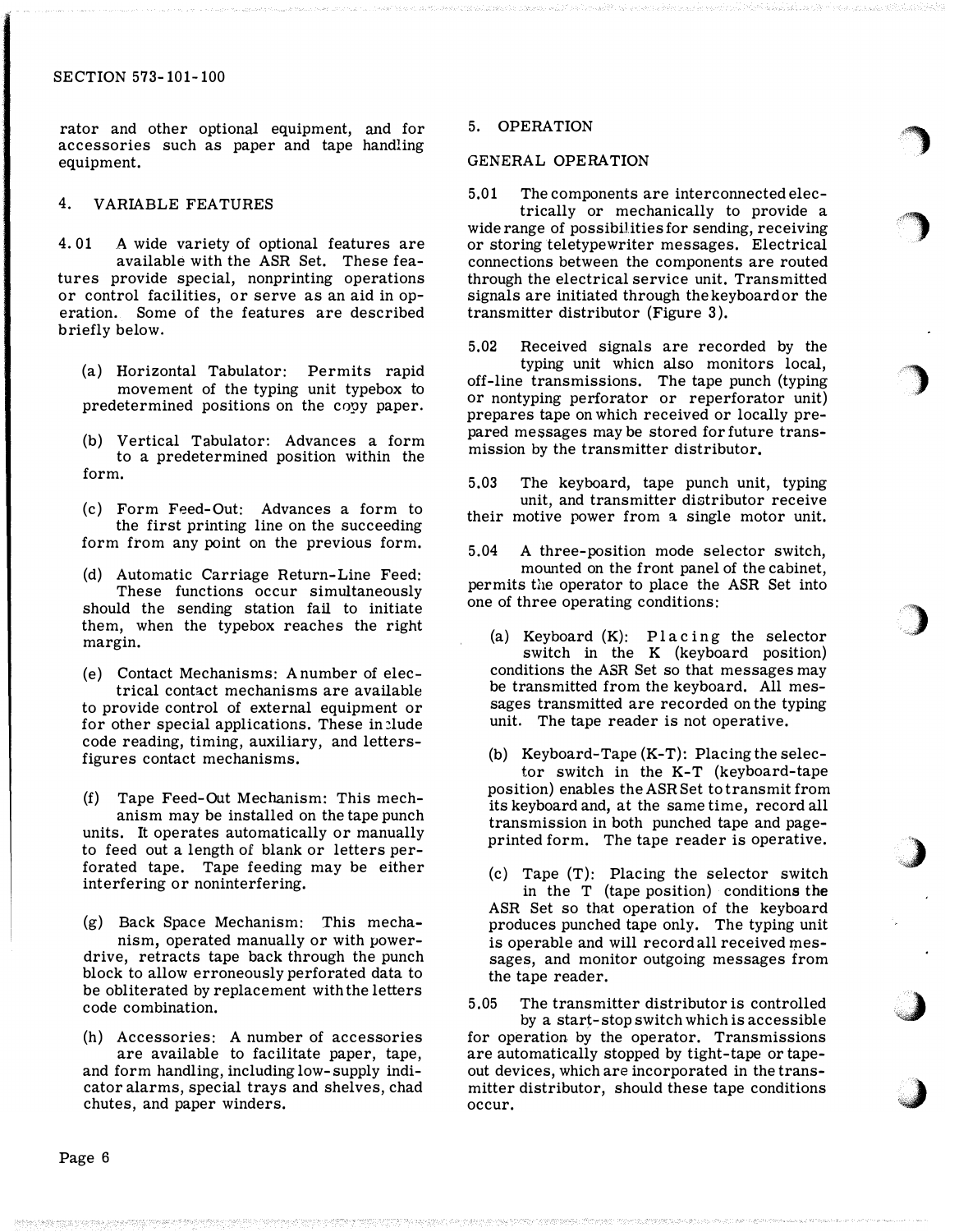rator and other optional equipment, and for accessories such as paper and tape handling equipment.

## 4. VARIABLE FEATURES

4.01 A wide variety of optional features are available with the ASR Set. These features provide special, nonprinting operations or control facilities, or serve as an aid in operation. Some of the features are described briefly below.

(a) Horizontal Tabulator: Permits rapid movement of the typing unit typebox to predetermined positions on the copy paper.

(b) Vertical Tabulator: Advances a form to a predetermined position within the form.

(c) Form Feed-Out: Advances a form to the first printing line on the succeeding form from any point on the previous form.

(d) Automatic Carriage Return-Line Feed: These functions occur simultaneously should the sending station fail to initiate them, when the typebox reaches the right margin.

(e) Contact Mechanisms: A number of electrical contact mechanisms are available to provide control of external equipment or for other special applications. These include code reading, timing, auxiliary, and letters-figures contact mechanisms.

(f) Tape Feed-Out Mechanism: This mechanism may be installed on the tape punch units. It operates automatically or manually to feed out a length of blank or letters perforated tape. Tape feeding may be either interfering or noninterfering.

(g) Back Space Mechanism: This mechanism, operated manually or with powerdrive, retracts tape back through the punch block to allow erroneously perforated data to be obliterated by replacement with the letters code combination.

(h) Accessories: A number of accessories are available to facilitate paper, tape, and form handling, including low-supply indicator alarms, special trays and shelves, chad chutes, and paper winders.

## 5. OPERATION

### GENERAL OPERATION

5.01 The components are interconnected electrically or mechanically to provide a wide range of possibilities for sending, receiving or storing teletypewriter messages. Electrical connections between the components are routed through the electrical service unit. Transmitted signals are initiated through the keyboard or the transmitter distributor (Figure 3).

5.02 Received signals are recorded by the typing unit which also monitors local, off-line transmissions. The tape punch (typing or nontyping perforator or reperforator unit) prepares tape on which received or locally prepared messages may be stored for future transmission by the transmitter distributor.

5.03 The keyboard, tape punch unit, typing unit, and transmitter distributor receive their motive power from a single motor unit.

5.04 A three-position mode selector switch, mounted on the front panel of the cabinet, permits the operator to place the ASR Set into one of three operating conditions:

(a) Keyboard (K): Placing the selector switch in the K (keyboard position) conditions the ASR Set so that messages may be transmitted from the keyboard. All messages transmitted are recorded on the typing unit. The tape reader is not operative.

(b) Keyboard-Tape (K-T): Placing the selector switch in the K-T (keyboard-tape position) enables the ASR Set to transmit from its keyboard and, at the same time, record all transmission in both punched tape and page-printed form. The tape reader is operative.

(c) Tape (T): Placing the selector switch in the T (tape position) conditions the ASR Set so that operation of the keyboard produces punched tape only. The typing unit is operable and will record all received messages, and monitor outgoing messages from the tape reader.

5.05 The transmitter distributor is controlled by a start-stop switch which is accessible for operation by the operator. Transmissions are automatically stopped by tight-tape or tape-out devices, which are incorporated in the transmitter distributor, should these tape conditions occur.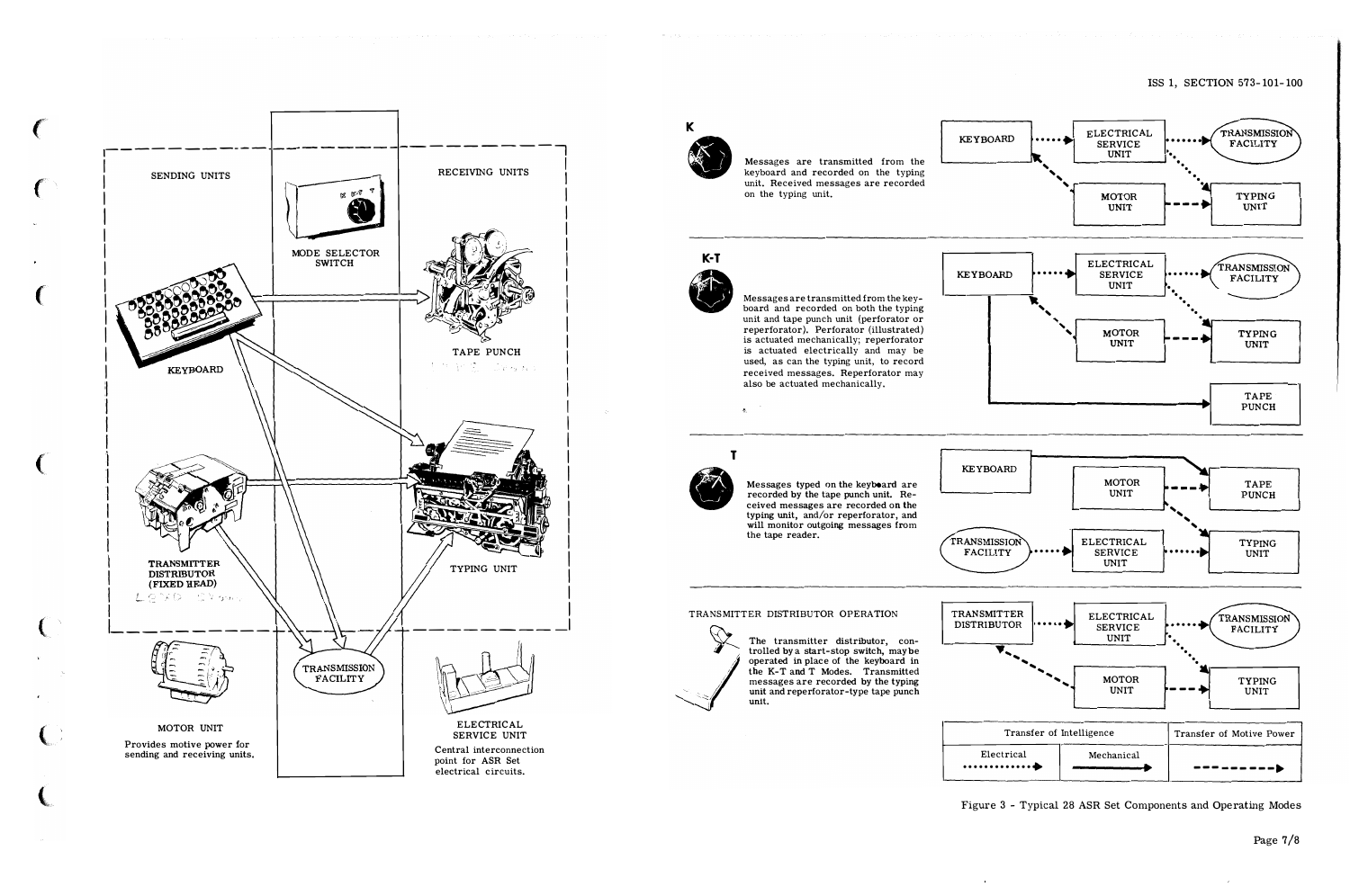SENDING UNITS

RECEIVING UNITS

MODE SELECTOR SWITCH

KEYBOARD

TAPE PUNCH

TRANSMITTER DISTRIBUTOR (FIXED HEAD)

TYPING UNIT

MOTOR UNIT

Provides motive power for sending and receiving units.

TRANSMISSION FACILITY

ELECTRICAL SERVICE UNIT

Central interconnection point for ASR Set electrical circuits.

**K**

Messages are transmitted from the keyboard and recorded on the typing unit. Received messages are recorded on the typing unit.

**K-T**

Messages are transmitted from the keyboard and recorded on both the typing unit and tape punch unit (perforator or reperforator). Perforator (illustrated) is actuated mechanically; reperforator is actuated electrically and may be used, as can the typing unit, to record received messages. Reperforator may also be actuated mechanically.

**T**

Messages typed on the keyboard are recorded by the tape punch unit. Received messages are recorded on the typing unit, and/or reperforator, and will monitor outgoing messages from the tape reader.

TRANSMITTER DISTRIBUTOR OPERATION

The transmitter distributor, controlled by a start-stop switch, may be operated in place of the keyboard in the K-T and T Modes. Transmitted messages are recorded by the typing unit and reperforator-type tape punch unit.

| Transfer of Intelligence | | Transfer of Motive Power |
|---|---|---|
| Electrical | Mechanical | |

Figure 3 - Typical 28 ASR Set Components and Operating Modes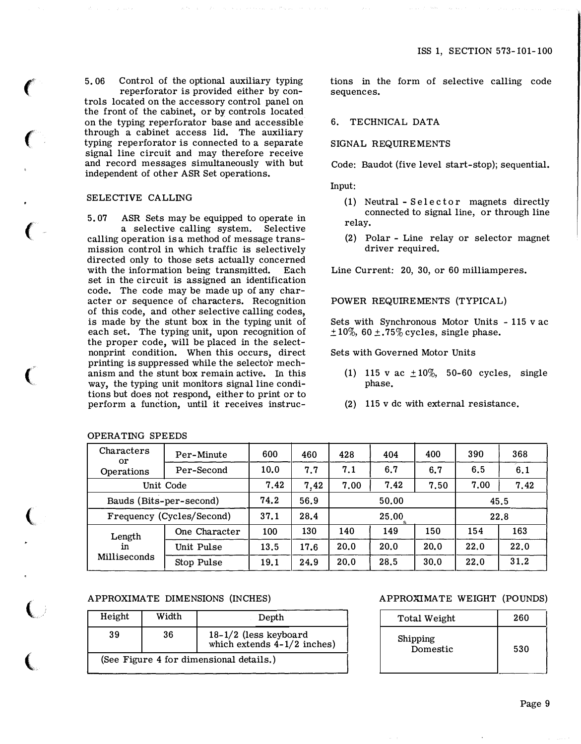5.06 Control of the optional auxiliary typing reperforator is provided either by controls located on the accessory control panel on the front of the cabinet, or by controls located on the typing reperforator base and accessible through a cabinet access lid. The auxiliary typing reperforator is connected to a separate signal line circuit and may therefore receive and record messages simultaneously with but independent of other ASR Set operations.

### SELECTIVE CALLING

5.07 ASR Sets may be equipped to operate in a selective calling system. Selective calling operation is a method of message transmission control in which traffic is selectively directed only to those sets actually concerned with the information being transmitted. Each set in the circuit is assigned an identification code. The code may be made up of any character or sequence of characters. Recognition of this code, and other selective calling codes, is made by the stunt box in the typing unit of each set. The typing unit, upon recognition of the proper code, will be placed in the select-nonprint condition. When this occurs, direct printing is suppressed while the selector mechanism and the stunt box remain active. In this way, the typing unit monitors signal line conditions but does not respond, either to print or to perform a function, until it receives instructions in the form of selective calling code sequences.

## 6. TECHNICAL DATA

### SIGNAL REQUIREMENTS

Code: Baudot (five level start-stop); sequential.

Input:

(1) Neutral - Selector magnets directly connected to signal line, or through line relay.

(2) Polar - Line relay or selector magnet driver required.

Line Current: 20, 30, or 60 milliamperes.

### POWER REQUIREMENTS (TYPICAL)

Sets with Synchronous Motor Units - 115 v ac ±10%, 60 ±.75% cycles, single phase.

Sets with Governed Motor Units

(1) 115 v ac ±10%, 50-60 cycles, single phase.

(2) 115 v dc with external resistance.

### OPERATING SPEEDS

| Characters or Operations | | | | | | | | |
|---|---|---|---|---|---|---|---|---|
| | Per-Minute | 600 | 460 | 428 | 404 | 400 | 390 | 368 |
| | Per-Second | 10.0 | 7.7 | 7.1 | 6.7 | 6.7 | 6.5 | 6.1 |
| Unit Code | | 7.42 | 7.42 | 7.00 | 7.42 | 7.50 | 7.00 | 7.42 |
| Bauds (Bits-per-second) | | 74.2 | 56.9 | 50.00 | | | 45.5 | |
| Frequency (Cycles/Second) | | 37.1 | 28.4 | 25.00 | | | 22.8 | |
| Length in Milliseconds | One Character | 100 | 130 | 140 | 149 | 150 | 154 | 163 |
| | Unit Pulse | 13.5 | 17.6 | 20.0 | 20.0 | 20.0 | 22.0 | 22.0 |
| | Stop Pulse | 19.1 | 24.9 | 20.0 | 28.5 | 30.0 | 22.0 | 31.2 |

### APPROXIMATE DIMENSIONS (INCHES)

| Height | Width | Depth |
|---|---|---|
| 39 | 36 | 18-1/2 (less keyboard which extends 4-1/2 inches) |
| (See Figure 4 for dimensional details.) | | |

### APPROXIMATE WEIGHT (POUNDS)

| Total Weight | 260 |
|---|---|
| Shipping Domestic | 530 |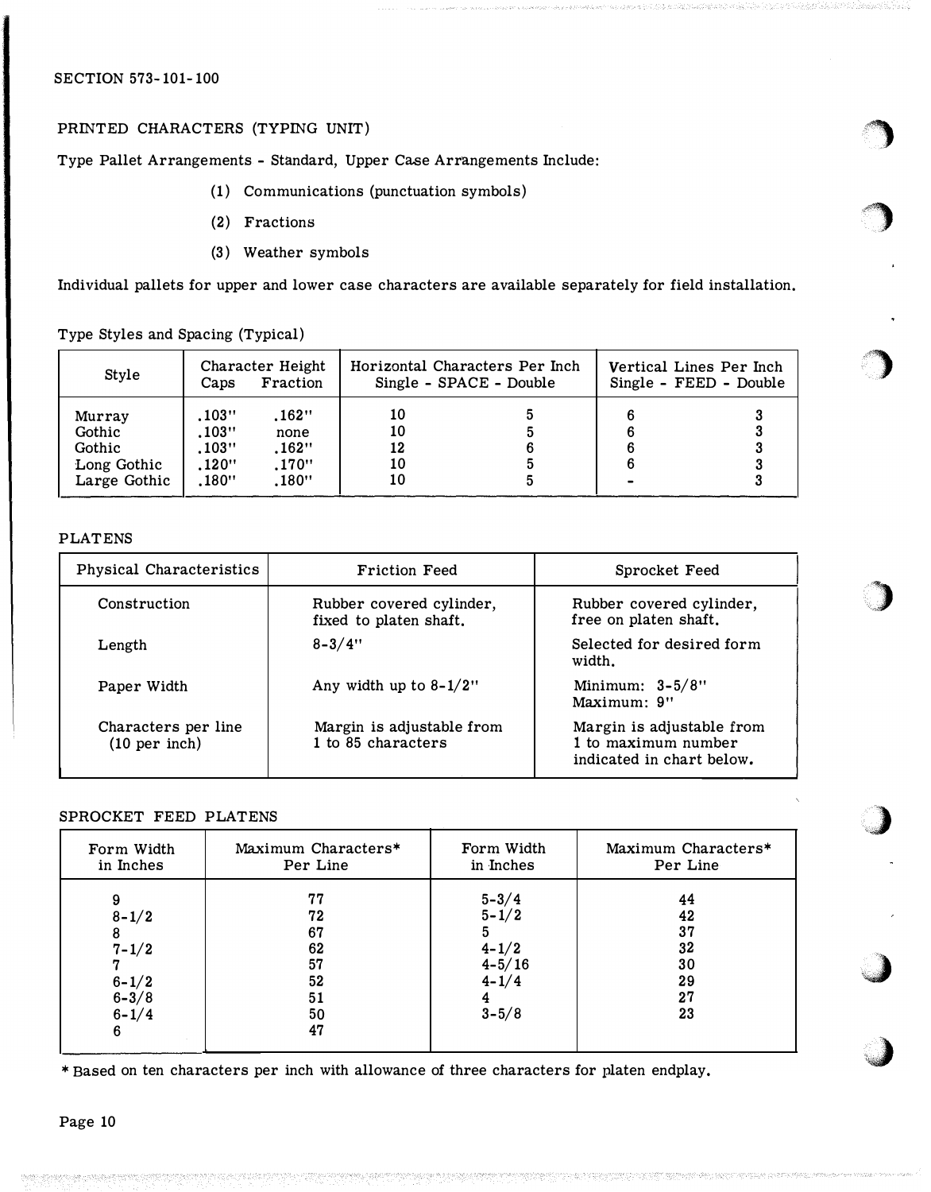SECTION 573-101-100

## PRINTED CHARACTERS (TYPING UNIT)

Type Pallet Arrangements - Standard, Upper Case Arrangements Include:

(1) Communications (punctuation symbols)

(2) Fractions

(3) Weather symbols

Individual pallets for upper and lower case characters are available separately for field installation.

Type Styles and Spacing (Typical)

| Style | Character Height Caps | Fraction | Horizontal Characters Per Inch Single - SPACE | Double | Vertical Lines Per Inch Single - FEED | Double |
|---|---|---|---|---|---|---|
| Murray | .103" | .162" | 10 | 5 | 6 | 3 |
| Gothic | .103" | none | 10 | 5 | 6 | 3 |
| Gothic | .103" | .162" | 12 | 6 | 6 | 3 |
| Long Gothic | .120" | .170" | 10 | 5 | 6 | 3 |
| Large Gothic | .180" | .180" | 10 | 5 | - | 3 |

## PLATENS

| Physical Characteristics | Friction Feed | Sprocket Feed |
|---|---|---|
| Construction | Rubber covered cylinder, fixed to platen shaft. | Rubber covered cylinder, free on platen shaft. |
| Length | 8-3/4" | Selected for desired form width. |
| Paper Width | Any width up to 8-1/2" | Minimum: 3-5/8" Maximum: 9" |
| Characters per line (10 per inch) | Margin is adjustable from 1 to 85 characters | Margin is adjustable from 1 to maximum number indicated in chart below. |

## SPROCKET FEED PLATENS

| Form Width in Inches | Maximum Characters* Per Line | Form Width in Inches | Maximum Characters* Per Line |
|---|---|---|---|
| 9 | 77 | 5-3/4 | 44 |
| 8-1/2 | 72 | 5-1/2 | 42 |
| 8 | 67 | 5 | 37 |
| 7-1/2 | 62 | 4-1/2 | 32 |
| 7 | 57 | 4-5/16 | 30 |
| 6-1/2 | 52 | 4-1/4 | 29 |
| 6-3/8 | 51 | 4 | 27 |
| 6-1/4 | 50 | 3-5/8 | 23 |
| 6 | 47 | | |

* Based on ten characters per inch with allowance of three characters for platen endplay.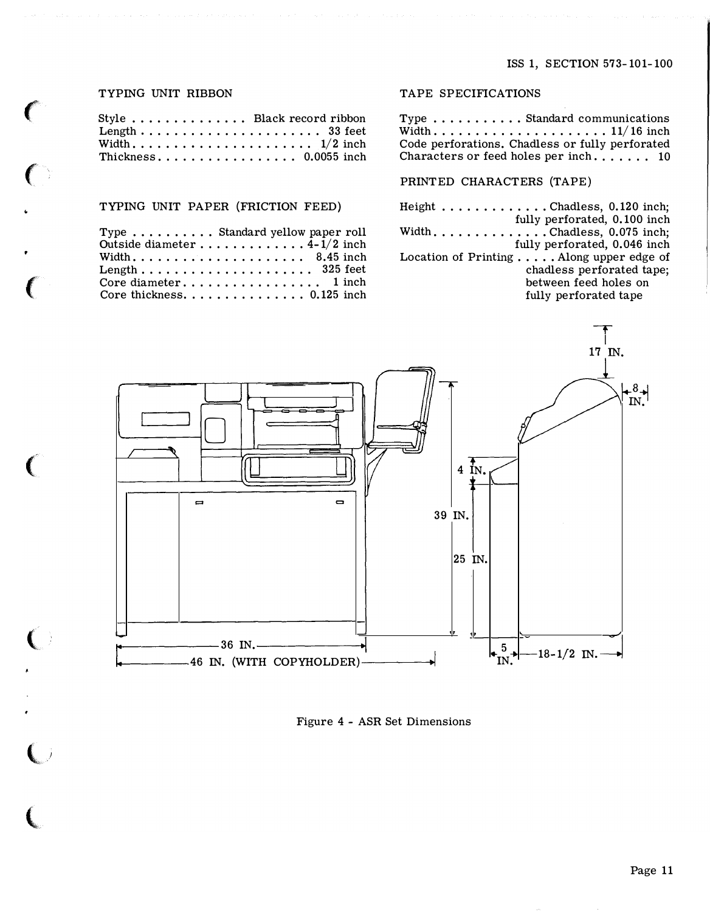### TYPING UNIT RIBBON

| | |
|---|---|
| Style | Black record ribbon |
| Length | 33 feet |
| Width | 1/2 inch |
| Thickness | 0.0055 inch |

### TYPING UNIT PAPER (FRICTION FEED)

| | |
|---|---|
| Type | Standard yellow paper roll |
| Outside diameter | 4-1/2 inch |
| Width | 8.45 inch |
| Length | 325 feet |
| Core diameter | 1 inch |
| Core thickness | 0.125 inch |

### TAPE SPECIFICATIONS

| | |
|---|---|
| Type | Standard communications |
| Width | 11/16 inch |
| Code perforations | Chadless or fully perforated |
| Characters or feed holes per inch | 10 |

### PRINTED CHARACTERS (TAPE)

| | |
|---|---|
| Height | Chadless, 0.120 inch; fully perforated, 0.100 inch |
| Width | Chadless, 0.075 inch; fully perforated, 0.046 inch |
| Location of Printing | Along upper edge of chadless perforated tape; between feed holes on fully perforated tape |

36 IN.
46 IN. (WITH COPYHOLDER)
39 IN.
25 IN.
4 IN.
17 IN.
8 IN.
5 IN.
18-1/2 IN.

Figure 4 - ASR Set Dimensions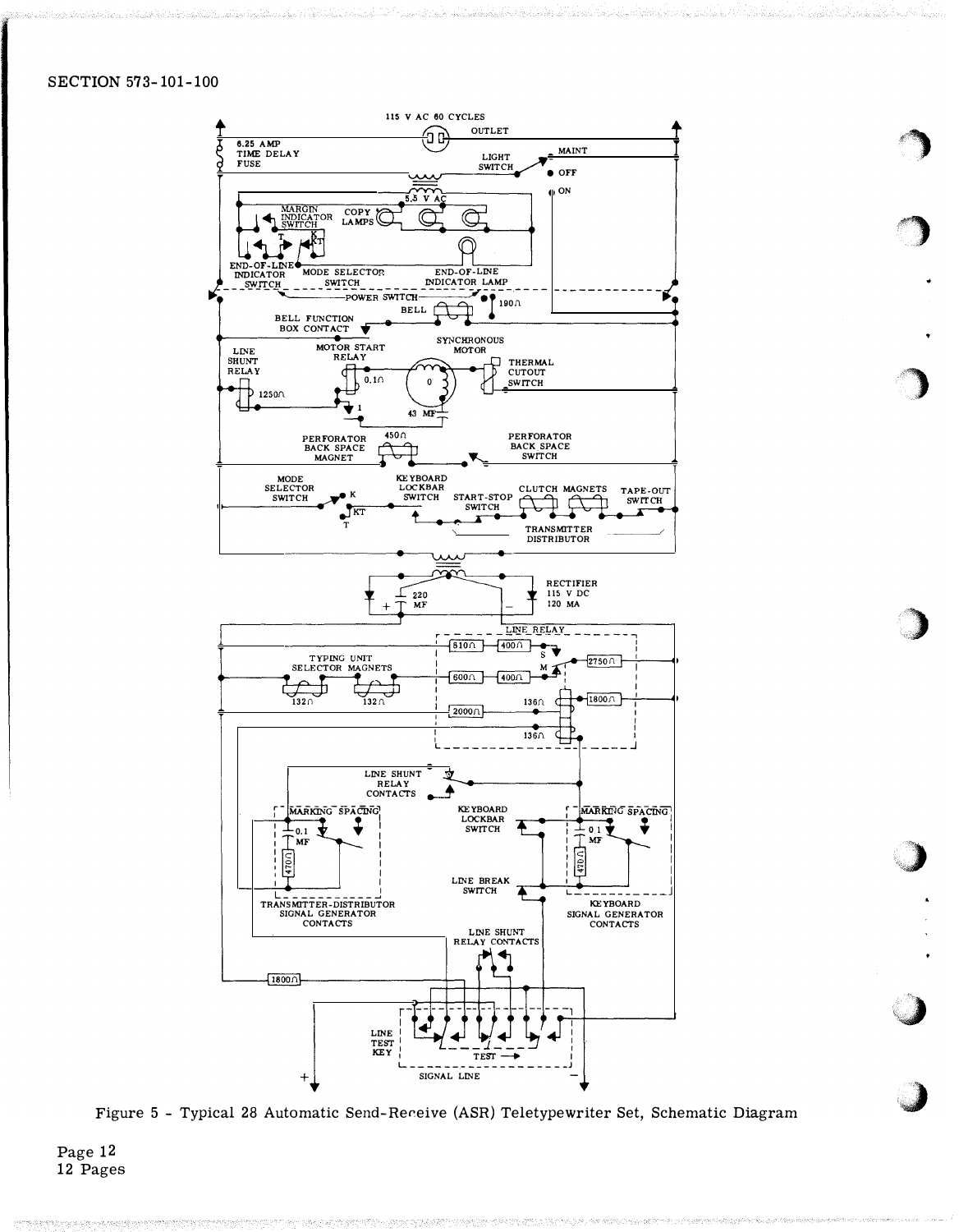115 V AC 60 CYCLES

OUTLET

6.25 AMP
TIME DELAY
FUSE

LIGHT
SWITCH

MAINT

OFF

ON

5.5 V AC

MARGIN
INDICATOR
SWITCH

COPY
LAMPS

T

K

KT

END-OF-LINE
INDICATOR
SWITCH

MODE SELECTOR
SWITCH

END-OF-LINE
INDICATOR LAMP

POWER SWITCH

BELL

190Ω

BELL FUNCTION
BOX CONTACT

LINE
SHUNT
RELAY

MOTOR START
RELAY

SYNCHRONOUS
MOTOR

THERMAL
CUTOUT
SWITCH

1250Ω

0.1Ω

0

1

43 MF

PERFORATOR
BACK SPACE
MAGNET

450Ω

PERFORATOR
BACK SPACE
SWITCH

MODE
SELECTOR
SWITCH

K

KT

T

KEYBOARD
LOCKBAR
SWITCH

START-STOP
SWITCH

CLUTCH MAGNETS

TAPE-OUT
SWITCH

TRANSMITTER
DISTRIBUTOR

RECTIFIER
115 V DC
120 MA

220
MF

LINE RELAY

810Ω

400Ω

S

M

2750Ω

TYPING UNIT
SELECTOR MAGNETS

600Ω

400Ω

132Ω

132Ω

2000Ω

136Ω

1800Ω

136Ω

LINE SHUNT
RELAY
CONTACTS

MARKING SPACING

0.1
MF

470Ω

TRANSMITTER-DISTRIBUTOR
SIGNAL GENERATOR
CONTACTS

KEYBOARD
LOCKBAR
SWITCH

LINE BREAK
SWITCH

MARKING SPACING

0.1
MF

470Ω

KEYBOARD
SIGNAL GENERATOR
CONTACTS

LINE SHUNT
RELAY CONTACTS

1800Ω

LINE
TEST
KEY

TEST →

+

SIGNAL LINE

−

Figure 5 - Typical 28 Automatic Send-Receive (ASR) Teletypewriter Set, Schematic Diagram